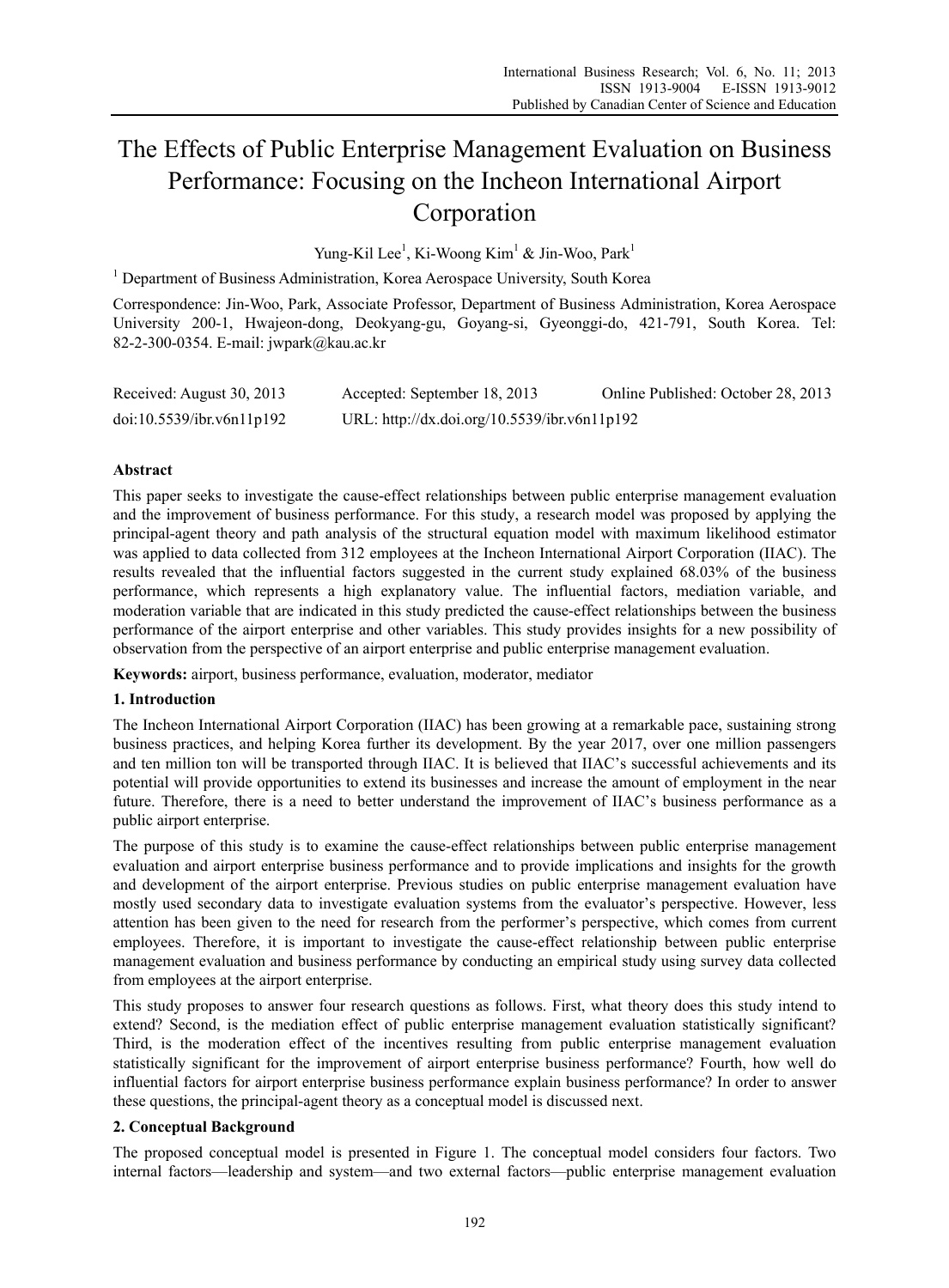# The Effects of Public Enterprise Management Evaluation on Business Performance: Focusing on the Incheon International Airport Corporation

Yung-Kil Lee[1], Ki-Woong Kim[1] & Jin-Woo, Park[1]

[1] Department of Business Administration, Korea Aerospace University, South Korea

Correspondence: Jin-Woo, Park, Associate Professor, Department of Business Administration, Korea Aerospace University 200-1, Hwajeon-dong, Deokyang-gu, Goyang-si, Gyeonggi-do, 421-791, South Korea. Tel: 82-2-300-0354. E-mail: jwpark@kau.ac.kr

Received: August 30, 2013 Accepted: September 18, 2013 Online Published: October 28, 2013

doi:10.5539/ibr.v6n11p192 URL: http://dx.doi.org/10.5539/ibr.v6n11p192

## Abstract

This paper seeks to investigate the cause-effect relationships between public enterprise management evaluation and the improvement of business performance. For this study, a research model was proposed by applying the principal-agent theory and path analysis of the structural equation model with maximum likelihood estimator was applied to data collected from 312 employees at the Incheon International Airport Corporation (IIAC). The results revealed that the influential factors suggested in the current study explained 68.03% of the business performance, which represents a high explanatory value. The influential factors, mediation variable, and moderation variable that are indicated in this study predicted the cause-effect relationships between the business performance of the airport enterprise and other variables. This study provides insights for a new possibility of observation from the perspective of an airport enterprise and public enterprise management evaluation.

**Keywords:** airport, business performance, evaluation, moderator, mediator

## 1. Introduction

The Incheon International Airport Corporation (IIAC) has been growing at a remarkable pace, sustaining strong business practices, and helping Korea further its development. By the year 2017, over one million passengers and ten million ton will be transported through IIAC. It is believed that IIAC's successful achievements and its potential will provide opportunities to extend its businesses and increase the amount of employment in the near future. Therefore, there is a need to better understand the improvement of IIAC's business performance as a public airport enterprise.

The purpose of this study is to examine the cause-effect relationships between public enterprise management evaluation and airport enterprise business performance and to provide implications and insights for the growth and development of the airport enterprise. Previous studies on public enterprise management evaluation have mostly used secondary data to investigate evaluation systems from the evaluator's perspective. However, less attention has been given to the need for research from the performer's perspective, which comes from current employees. Therefore, it is important to investigate the cause-effect relationship between public enterprise management evaluation and business performance by conducting an empirical study using survey data collected from employees at the airport enterprise.

This study proposes to answer four research questions as follows. First, what theory does this study intend to extend? Second, is the mediation effect of public enterprise management evaluation statistically significant? Third, is the moderation effect of the incentives resulting from public enterprise management evaluation statistically significant for the improvement of airport enterprise business performance? Fourth, how well do influential factors for airport enterprise business performance explain business performance? In order to answer these questions, the principal-agent theory as a conceptual model is discussed next.

## 2. Conceptual Background

The proposed conceptual model is presented in Figure 1. The conceptual model considers four factors. Two internal factors—leadership and system—and two external factors—public enterprise management evaluation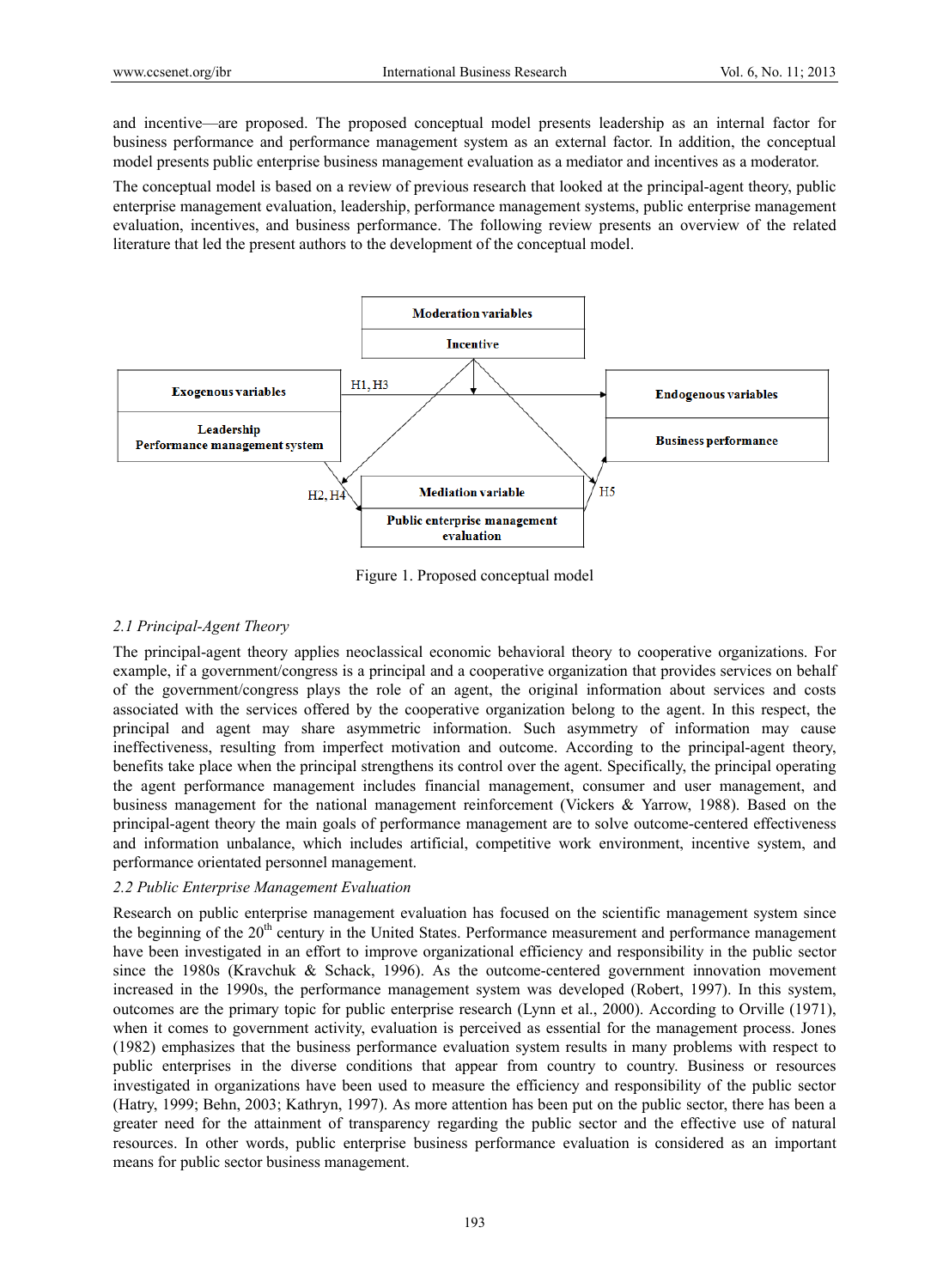and incentive—are proposed. The proposed conceptual model presents leadership as an internal factor for business performance and performance management system as an external factor. In addition, the conceptual model presents public enterprise business management evaluation as a mediator and incentives as a moderator.

The conceptual model is based on a review of previous research that looked at the principal-agent theory, public enterprise management evaluation, leadership, performance management systems, public enterprise management evaluation, incentives, and business performance. The following review presents an overview of the related literature that led the present authors to the development of the conceptual model.

Figure 1. Proposed conceptual model

### *2.1 Principal-Agent Theory*

The principal-agent theory applies neoclassical economic behavioral theory to cooperative organizations. For example, if a government/congress is a principal and a cooperative organization that provides services on behalf of the government/congress plays the role of an agent, the original information about services and costs associated with the services offered by the cooperative organization belong to the agent. In this respect, the principal and agent may share asymmetric information. Such asymmetry of information may cause ineffectiveness, resulting from imperfect motivation and outcome. According to the principal-agent theory, benefits take place when the principal strengthens its control over the agent. Specifically, the principal operating the agent performance management includes financial management, consumer and user management, and business management for the national management reinforcement (Vickers & Yarrow, 1988). Based on the principal-agent theory the main goals of performance management are to solve outcome-centered effectiveness and information unbalance, which includes artificial, competitive work environment, incentive system, and performance orientated personnel management.

### *2.2 Public Enterprise Management Evaluation*

Research on public enterprise management evaluation has focused on the scientific management system since the beginning of the 20th century in the United States. Performance measurement and performance management have been investigated in an effort to improve organizational efficiency and responsibility in the public sector since the 1980s (Kravchuk & Schack, 1996). As the outcome-centered government innovation movement increased in the 1990s, the performance management system was developed (Robert, 1997). In this system, outcomes are the primary topic for public enterprise research (Lynn et al., 2000). According to Orville (1971), when it comes to government activity, evaluation is perceived as essential for the management process. Jones (1982) emphasizes that the business performance evaluation system results in many problems with respect to public enterprises in the diverse conditions that appear from country to country. Business or resources investigated in organizations have been used to measure the efficiency and responsibility of the public sector (Hatry, 1999; Behn, 2003; Kathryn, 1997). As more attention has been put on the public sector, there has been a greater need for the attainment of transparency regarding the public sector and the effective use of natural resources. In other words, public enterprise business performance evaluation is considered as an important means for public sector business management.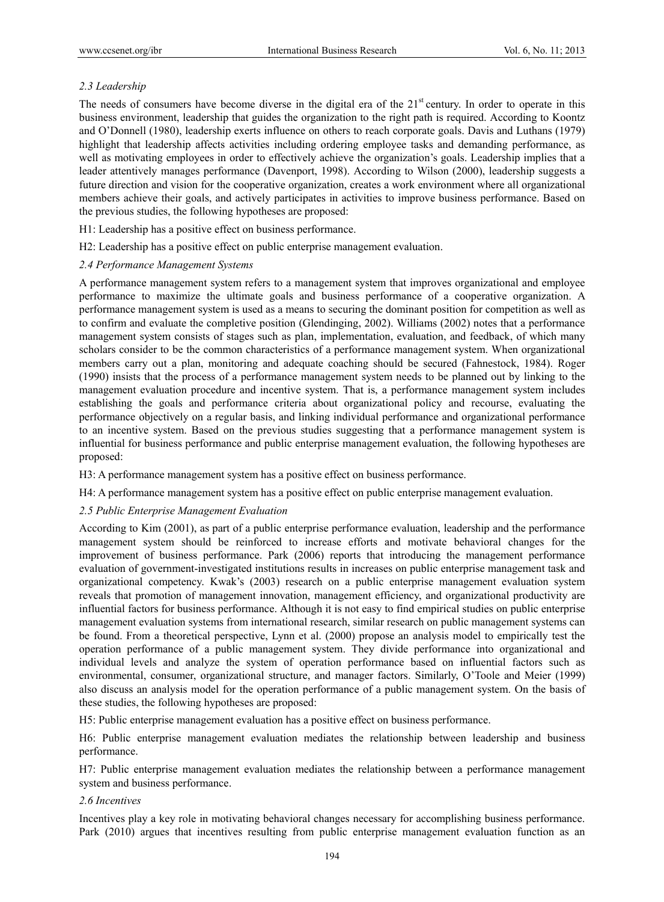### *2.3 Leadership*

The needs of consumers have become diverse in the digital era of the 21st century. In order to operate in this business environment, leadership that guides the organization to the right path is required. According to Koontz and O'Donnell (1980), leadership exerts influence on others to reach corporate goals. Davis and Luthans (1979) highlight that leadership affects activities including ordering employee tasks and demanding performance, as well as motivating employees in order to effectively achieve the organization's goals. Leadership implies that a leader attentively manages performance (Davenport, 1998). According to Wilson (2000), leadership suggests a future direction and vision for the cooperative organization, creates a work environment where all organizational members achieve their goals, and actively participates in activities to improve business performance. Based on the previous studies, the following hypotheses are proposed:

H1: Leadership has a positive effect on business performance.

H2: Leadership has a positive effect on public enterprise management evaluation.

### *2.4 Performance Management Systems*

A performance management system refers to a management system that improves organizational and employee performance to maximize the ultimate goals and business performance of a cooperative organization. A performance management system is used as a means to securing the dominant position for competition as well as to confirm and evaluate the completive position (Glendinging, 2002). Williams (2002) notes that a performance management system consists of stages such as plan, implementation, evaluation, and feedback, of which many scholars consider to be the common characteristics of a performance management system. When organizational members carry out a plan, monitoring and adequate coaching should be secured (Fahnestock, 1984). Roger (1990) insists that the process of a performance management system needs to be planned out by linking to the management evaluation procedure and incentive system. That is, a performance management system includes establishing the goals and performance criteria about organizational policy and recourse, evaluating the performance objectively on a regular basis, and linking individual performance and organizational performance to an incentive system. Based on the previous studies suggesting that a performance management system is influential for business performance and public enterprise management evaluation, the following hypotheses are proposed:

H3: A performance management system has a positive effect on business performance.

H4: A performance management system has a positive effect on public enterprise management evaluation.

### *2.5 Public Enterprise Management Evaluation*

According to Kim (2001), as part of a public enterprise performance evaluation, leadership and the performance management system should be reinforced to increase efforts and motivate behavioral changes for the improvement of business performance. Park (2006) reports that introducing the management performance evaluation of government-investigated institutions results in increases on public enterprise management task and organizational competency. Kwak's (2003) research on a public enterprise management evaluation system reveals that promotion of management innovation, management efficiency, and organizational productivity are influential factors for business performance. Although it is not easy to find empirical studies on public enterprise management evaluation systems from international research, similar research on public management systems can be found. From a theoretical perspective, Lynn et al. (2000) propose an analysis model to empirically test the operation performance of a public management system. They divide performance into organizational and individual levels and analyze the system of operation performance based on influential factors such as environmental, consumer, organizational structure, and manager factors. Similarly, O'Toole and Meier (1999) also discuss an analysis model for the operation performance of a public management system. On the basis of these studies, the following hypotheses are proposed:

H5: Public enterprise management evaluation has a positive effect on business performance.

H6: Public enterprise management evaluation mediates the relationship between leadership and business performance.

H7: Public enterprise management evaluation mediates the relationship between a performance management system and business performance.

### *2.6 Incentives*

Incentives play a key role in motivating behavioral changes necessary for accomplishing business performance. Park (2010) argues that incentives resulting from public enterprise management evaluation function as an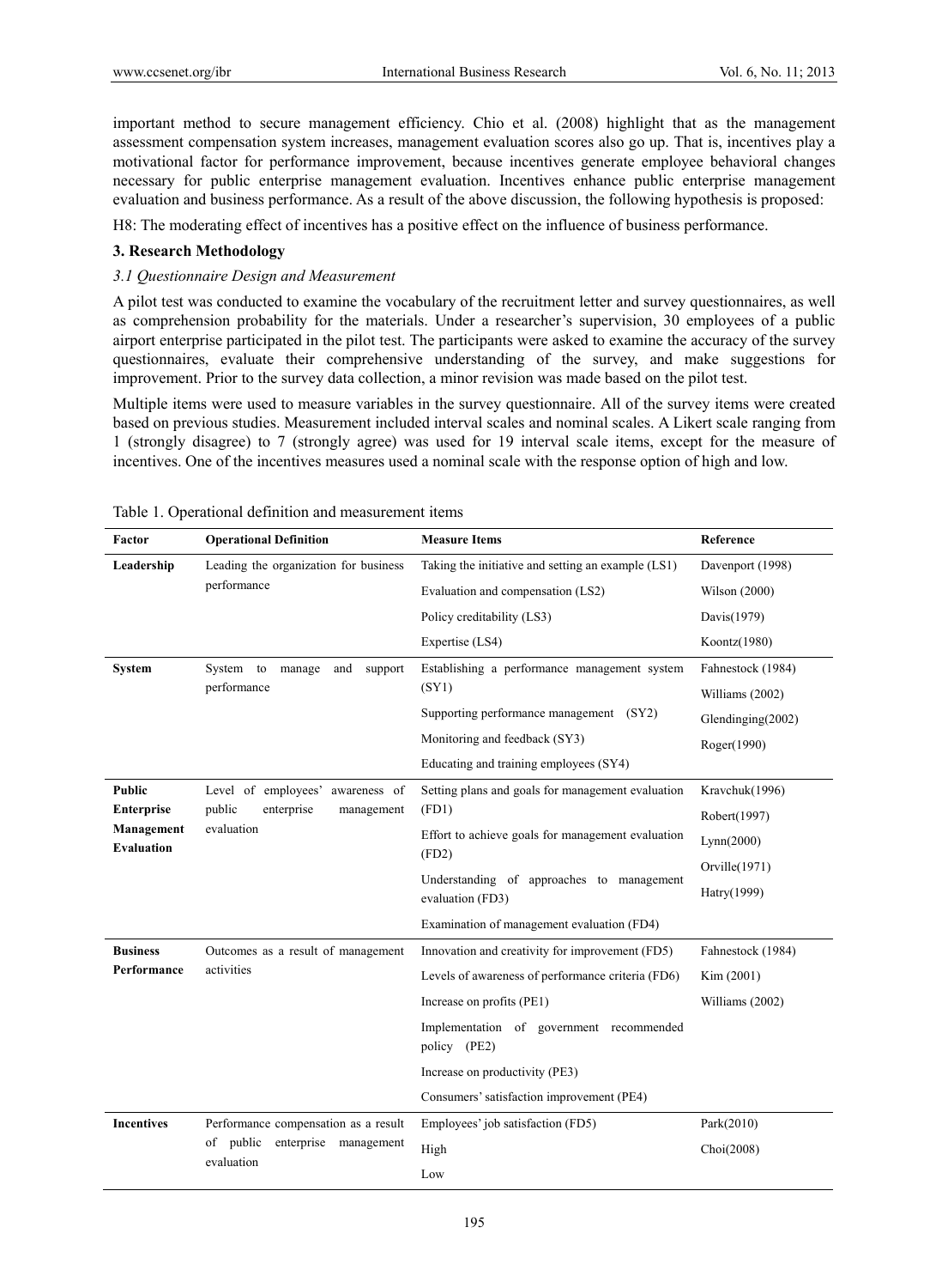important method to secure management efficiency. Chio et al. (2008) highlight that as the management assessment compensation system increases, management evaluation scores also go up. That is, incentives play a motivational factor for performance improvement, because incentives generate employee behavioral changes necessary for public enterprise management evaluation. Incentives enhance public enterprise management evaluation and business performance. As a result of the above discussion, the following hypothesis is proposed:

H8: The moderating effect of incentives has a positive effect on the influence of business performance.

### 3. Research Methodology

#### *3.1 Questionnaire Design and Measurement*

A pilot test was conducted to examine the vocabulary of the recruitment letter and survey questionnaires, as well as comprehension probability for the materials. Under a researcher's supervision, 30 employees of a public airport enterprise participated in the pilot test. The participants were asked to examine the accuracy of the survey questionnaires, evaluate their comprehensive understanding of the survey, and make suggestions for improvement. Prior to the survey data collection, a minor revision was made based on the pilot test.

Multiple items were used to measure variables in the survey questionnaire. All of the survey items were created based on previous studies. Measurement included interval scales and nominal scales. A Likert scale ranging from 1 (strongly disagree) to 7 (strongly agree) was used for 19 interval scale items, except for the measure of incentives. One of the incentives measures used a nominal scale with the response option of high and low.

Table 1. Operational definition and measurement items

| Factor | Operational Definition | Measure Items | Reference |
|---|---|---|---|
| **Leadership** | Leading the organization for business performance | Taking the initiative and setting an example (LS1) | Davenport (1998) |
| | | Evaluation and compensation (LS2) | Wilson (2000) |
| | | Policy creditability (LS3) | Davis(1979) |
| | | Expertise (LS4) | Koontz(1980) |
| **System** | System to manage and support performance | Establishing a performance management system (SY1) | Fahnestock (1984) |
| | | Supporting performance management (SY2) | Williams (2002) |
| | | Monitoring and feedback (SY3) | Glendinging(2002) |
| | | Educating and training employees (SY4) | Roger(1990) |
| **Public Enterprise Management Evaluation** | Level of employees' awareness of public enterprise management evaluation | Setting plans and goals for management evaluation (FD1) | Kravchuk(1996) |
| | | Effort to achieve goals for management evaluation (FD2) | Robert(1997) |
| | | Understanding of approaches to management evaluation (FD3) | Lynn(2000) |
| | | Examination of management evaluation (FD4) | Orville(1971) |
| | | | Hatry(1999) |
| **Business Performance** | Outcomes as a result of management activities | Innovation and creativity for improvement (FD5) | Fahnestock (1984) |
| | | Levels of awareness of performance criteria (FD6) | Kim (2001) |
| | | Increase on profits (PE1) | Williams (2002) |
| | | Implementation of government recommended policy (PE2) | |
| | | Increase on productivity (PE3) | |
| | | Consumers' satisfaction improvement (PE4) | |
| **Incentives** | Performance compensation as a result of public enterprise management evaluation | Employees' job satisfaction (FD5) | Park(2010) |
| | | High | Choi(2008) |
| | | Low | |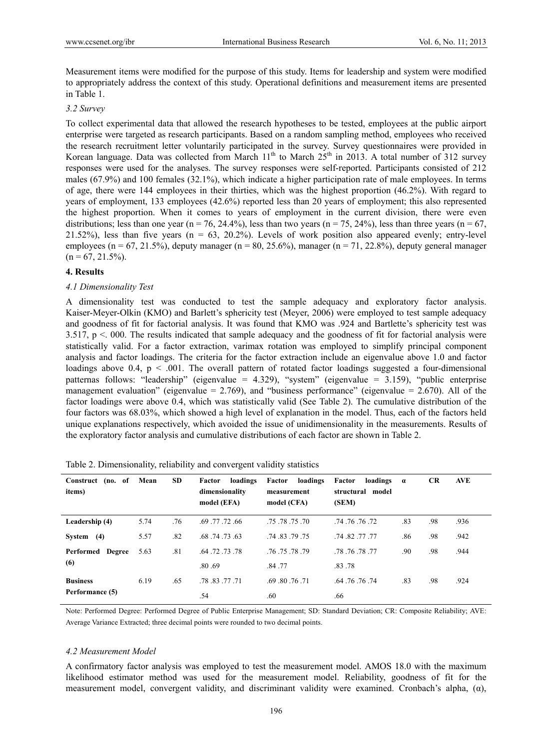Measurement items were modified for the purpose of this study. Items for leadership and system were modified to appropriately address the context of this study. Operational definitions and measurement items are presented in Table 1.

### *3.2 Survey*

To collect experimental data that allowed the research hypotheses to be tested, employees at the public airport enterprise were targeted as research participants. Based on a random sampling method, employees who received the research recruitment letter voluntarily participated in the survey. Survey questionnaires were provided in Korean language. Data was collected from March 11th to March 25th in 2013. A total number of 312 survey responses were used for the analyses. The survey responses were self-reported. Participants consisted of 212 males (67.9%) and 100 females (32.1%), which indicate a higher participation rate of male employees. In terms of age, there were 144 employees in their thirties, which was the highest proportion (46.2%). With regard to years of employment, 133 employees (42.6%) reported less than 20 years of employment; this also represented the highest proportion. When it comes to years of employment in the current division, there were even distributions; less than one year (n = 76, 24.4%), less than two years (n = 75, 24%), less than three years (n = 67, 21.52%), less than five years (n = 63, 20.2%). Levels of work position also appeared evenly; entry-level employees (n = 67, 21.5%), deputy manager (n = 80, 25.6%), manager (n = 71, 22.8%), deputy general manager (n = 67, 21.5%).

## 4. Results

### *4.1 Dimensionality Test*

A dimensionality test was conducted to test the sample adequacy and exploratory factor analysis. Kaiser-Meyer-Olkin (KMO) and Barlett's sphericity test (Meyer, 2006) were employed to test sample adequacy and goodness of fit for factorial analysis. It was found that KMO was .924 and Bartlette's sphericity test was 3.517, p <. 000. The results indicated that sample adequacy and the goodness of fit for factorial analysis were statistically valid. For a factor extraction, varimax rotation was employed to simplify principal component analysis and factor loadings. The criteria for the factor extraction include an eigenvalue above 1.0 and factor loadings above 0.4, p < .001. The overall pattern of rotated factor loadings suggested a four-dimensional patternas follows: "leadership" (eigenvalue = 4.329), "system" (eigenvalue = 3.159), "public enterprise management evaluation" (eigenvalue = 2.769), and "business performance" (eigenvalue = 2.670). All of the factor loadings were above 0.4, which was statistically valid (See Table 2). The cumulative distribution of the four factors was 68.03%, which showed a high level of explanation in the model. Thus, each of the factors held unique explanations respectively, which avoided the issue of unidimensionality in the measurements. Results of the exploratory factor analysis and cumulative distributions of each factor are shown in Table 2.

Table 2. Dimensionality, reliability and convergent validity statistics

| Construct (no. of items) | Mean | SD | Factor loadings dimensionality model (EFA) | Factor loadings measurement model (CFA) | Factor loadings structural model (SEM) | α | CR | AVE |
|---|---|---|---|---|---|---|---|---|
| **Leadership (4)** | 5.74 | .76 | .69 .77 .72 .66 | .75 .78 .75 .70 | .74 .76 .76 .72 | .83 | .98 | .936 |
| **System (4)** | 5.57 | .82 | .68 .74 .73 .63 | .74 .83 .79 .75 | .74 .82 .77 .77 | .86 | .98 | .942 |
| **Performed Degree (6)** | 5.63 | .81 | .64 .72 .73 .78 .80 .69 | .76 .75 .78 .79 .84 .77 | .78 .76 .78 .77 .83 .78 | .90 | .98 | .944 |
| **Business Performance (5)** | 6.19 | .65 | .78 .83 .77 .71 .54 | .69 .80 .76 .71 .60 | .64 .76 .76 .74 .66 | .83 | .98 | .924 |

Note: Performed Degree: Performed Degree of Public Enterprise Management; SD: Standard Deviation; CR: Composite Reliability; AVE: Average Variance Extracted; three decimal points were rounded to two decimal points.

### *4.2 Measurement Model*

A confirmatory factor analysis was employed to test the measurement model. AMOS 18.0 with the maximum likelihood estimator method was used for the measurement model. Reliability, goodness of fit for the measurement model, convergent validity, and discriminant validity were examined. Cronbach's alpha, (α),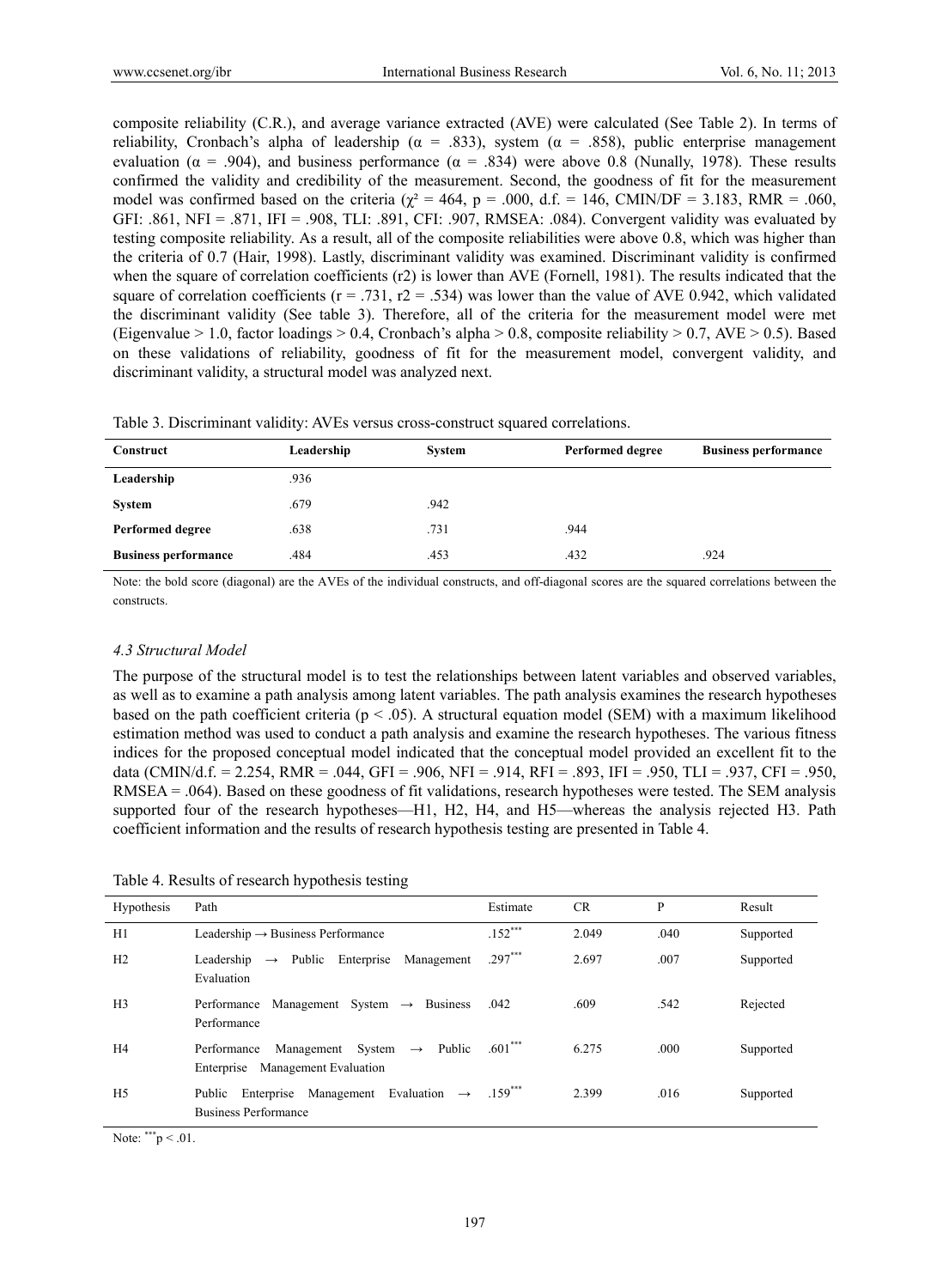composite reliability (C.R.), and average variance extracted (AVE) were calculated (See Table 2). In terms of reliability, Cronbach's alpha of leadership ($\alpha$ = .833), system ($\alpha$ = .858), public enterprise management evaluation ($\alpha$ = .904), and business performance ($\alpha$ = .834) were above 0.8 (Nunally, 1978). These results confirmed the validity and credibility of the measurement. Second, the goodness of fit for the measurement model was confirmed based on the criteria ($\chi^2$ = 464, p = .000, d.f. = 146, CMIN/DF = 3.183, RMR = .060, GFI: .861, NFI = .871, IFI = .908, TLI: .891, CFI: .907, RMSEA: .084). Convergent validity was evaluated by testing composite reliability. As a result, all of the composite reliabilities were above 0.8, which was higher than the criteria of 0.7 (Hair, 1998). Lastly, discriminant validity was examined. Discriminant validity is confirmed when the square of correlation coefficients (r2) is lower than AVE (Fornell, 1981). The results indicated that the square of correlation coefficients (r = .731, r2 = .534) was lower than the value of AVE 0.942, which validated the discriminant validity (See table 3). Therefore, all of the criteria for the measurement model were met (Eigenvalue > 1.0, factor loadings > 0.4, Cronbach's alpha > 0.8, composite reliability > 0.7, AVE > 0.5). Based on these validations of reliability, goodness of fit for the measurement model, convergent validity, and discriminant validity, a structural model was analyzed next.

Table 3. Discriminant validity: AVEs versus cross-construct squared correlations.

| Construct | Leadership | System | Performed degree | Business performance |
|---|---|---|---|---|
| **Leadership** | .936 | | | |
| **System** | .679 | .942 | | |
| **Performed degree** | .638 | .731 | .944 | |
| **Business performance** | .484 | .453 | .432 | .924 |

Note: the bold score (diagonal) are the AVEs of the individual constructs, and off-diagonal scores are the squared correlations between the constructs.

### *4.3 Structural Model*

The purpose of the structural model is to test the relationships between latent variables and observed variables, as well as to examine a path analysis among latent variables. The path analysis examines the research hypotheses based on the path coefficient criteria ($p < .05$). A structural equation model (SEM) with a maximum likelihood estimation method was used to conduct a path analysis and examine the research hypotheses. The various fitness indices for the proposed conceptual model indicated that the conceptual model provided an excellent fit to the data (CMIN/d.f. = 2.254, RMR = .044, GFI = .906, NFI = .914, RFI = .893, IFI = .950, TLI = .937, CFI = .950, RMSEA = .064). Based on these goodness of fit validations, research hypotheses were tested. The SEM analysis supported four of the research hypotheses—H1, H2, H4, and H5—whereas the analysis rejected H3. Path coefficient information and the results of research hypothesis testing are presented in Table 4.

Table 4. Results of research hypothesis testing

| Hypothesis | Path | Estimate | CR | P | Result |
|---|---|---|---|---|---|
| H1 | Leadership → Business Performance | .152*** | 2.049 | .040 | Supported |
| H2 | Leadership → Public Enterprise Management Evaluation | .297*** | 2.697 | .007 | Supported |
| H3 | Performance Management System → Business Performance | .042 | .609 | .542 | Rejected |
| H4 | Performance Management System → Public Enterprise Management Evaluation | .601*** | 6.275 | .000 | Supported |
| H5 | Public Enterprise Management Evaluation → Business Performance | .159*** | 2.399 | .016 | Supported |

Note: ***$p < .01$.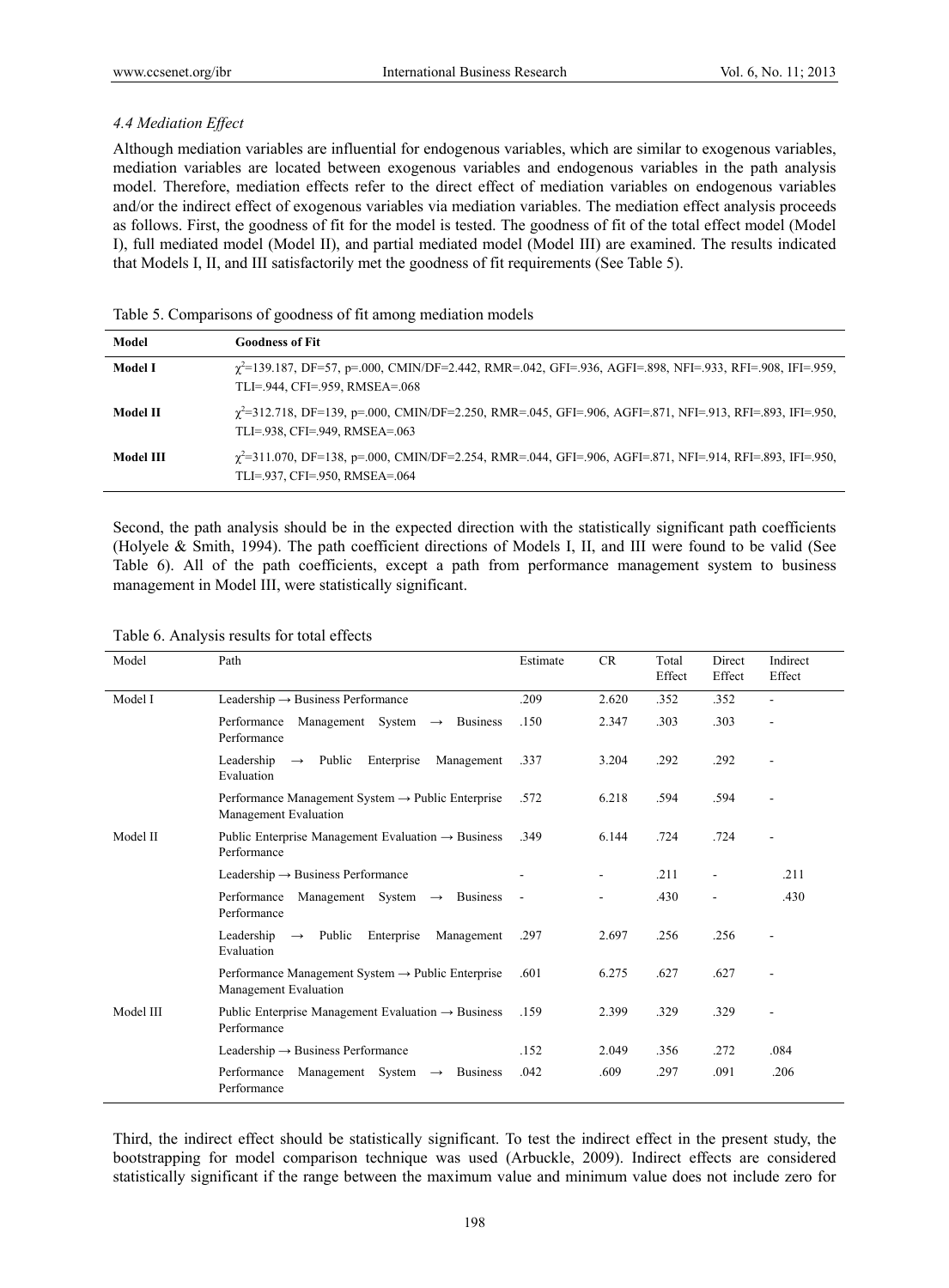### *4.4 Mediation Effect*

Although mediation variables are influential for endogenous variables, which are similar to exogenous variables, mediation variables are located between exogenous variables and endogenous variables in the path analysis model. Therefore, mediation effects refer to the direct effect of mediation variables on endogenous variables and/or the indirect effect of exogenous variables via mediation variables. The mediation effect analysis proceeds as follows. First, the goodness of fit for the model is tested. The goodness of fit of the total effect model (Model I), full mediated model (Model II), and partial mediated model (Model III) are examined. The results indicated that Models I, II, and III satisfactorily met the goodness of fit requirements (See Table 5).

Table 5. Comparisons of goodness of fit among mediation models

| Model | Goodness of Fit |
|---|---|
| **Model I** | $\chi^2$=139.187, DF=57, p=.000, CMIN/DF=2.442, RMR=.042, GFI=.936, AGFI=.898, NFI=.933, RFI=.908, IFI=.959, TLI=.944, CFI=.959, RMSEA=.068 |
| **Model II** | $\chi^2$=312.718, DF=139, p=.000, CMIN/DF=2.250, RMR=.045, GFI=.906, AGFI=.871, NFI=.913, RFI=.893, IFI=.950, TLI=.938, CFI=.949, RMSEA=.063 |
| **Model III** | $\chi^2$=311.070, DF=138, p=.000, CMIN/DF=2.254, RMR=.044, GFI=.906, AGFI=.871, NFI=.914, RFI=.893, IFI=.950, TLI=.937, CFI=.950, RMSEA=.064 |

Second, the path analysis should be in the expected direction with the statistically significant path coefficients (Holyele & Smith, 1994). The path coefficient directions of Models I, II, and III were found to be valid (See Table 6). All of the path coefficients, except a path from performance management system to business management in Model III, were statistically significant.

Table 6. Analysis results for total effects

| Model | Path | Estimate | CR | Total Effect | Direct Effect | Indirect Effect |
|---|---|---|---|---|---|---|
| Model I | Leadership → Business Performance | .209 | 2.620 | .352 | .352 | - |
| | Performance Management System → Business Performance | .150 | 2.347 | .303 | .303 | - |
| | Leadership → Public Enterprise Management Evaluation | .337 | 3.204 | .292 | .292 | - |
| | Performance Management System → Public Enterprise Management Evaluation | .572 | 6.218 | .594 | .594 | - |
| Model II | Public Enterprise Management Evaluation → Business Performance | .349 | 6.144 | .724 | .724 | - |
| | Leadership → Business Performance | - | - | .211 | - | .211 |
| | Performance Management System → Business Performance | - | - | .430 | - | .430 |
| | Leadership → Public Enterprise Management Evaluation | .297 | 2.697 | .256 | .256 | - |
| | Performance Management System → Public Enterprise Management Evaluation | .601 | 6.275 | .627 | .627 | - |
| Model III | Public Enterprise Management Evaluation → Business Performance | .159 | 2.399 | .329 | .329 | - |
| | Leadership → Business Performance | .152 | 2.049 | .356 | .272 | .084 |
| | Performance Management System → Business Performance | .042 | .609 | .297 | .091 | .206 |

Third, the indirect effect should be statistically significant. To test the indirect effect in the present study, the bootstrapping for model comparison technique was used (Arbuckle, 2009). Indirect effects are considered statistically significant if the range between the maximum value and minimum value does not include zero for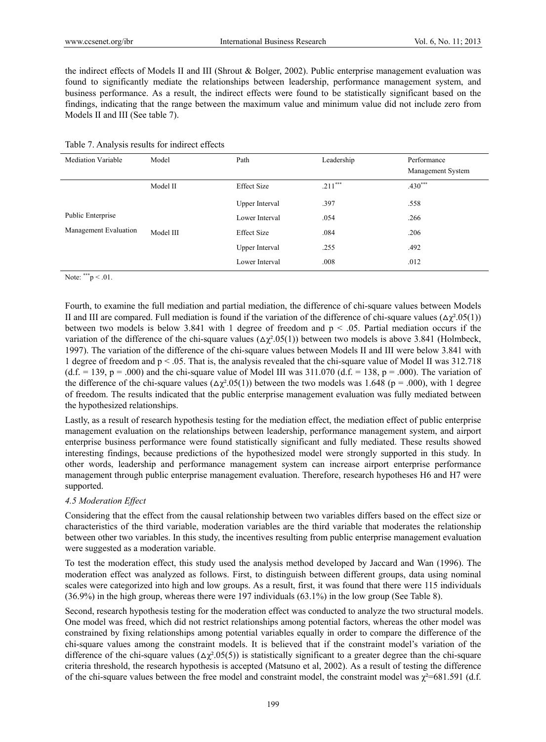the indirect effects of Models II and III (Shrout & Bolger, 2002). Public enterprise management evaluation was found to significantly mediate the relationships between leadership, performance management system, and business performance. As a result, the indirect effects were found to be statistically significant based on the findings, indicating that the range between the maximum value and minimum value did not include zero from Models II and III (See table 7).

Table 7. Analysis results for indirect effects

| Mediation Variable | Model | Path | Leadership | Performance Management System |
|---|---|---|---|---|
| Public Enterprise Management Evaluation | Model II | Effect Size | $.211^{***}$ | $.430^{***}$ |
| | | Upper Interval | .397 | .558 |
| | | Lower Interval | .054 | .266 |
| | Model III | Effect Size | .084 | .206 |
| | | Upper Interval | .255 | .492 |
| | | Lower Interval | .008 | .012 |

Note: $^{***}p < .01$.

Fourth, to examine the full mediation and partial mediation, the difference of chi-square values between Models II and III are compared. Full mediation is found if the variation of the difference of chi-square values ($\Delta\chi^2.05(1)$) between two models is below 3.841 with 1 degree of freedom and $p < .05$. Partial mediation occurs if the variation of the difference of the chi-square values ($\Delta\chi^2.05(1)$) between two models is above 3.841 (Holmbeck, 1997). The variation of the difference of the chi-square values between Models II and III were below 3.841 with 1 degree of freedom and $p < .05$. That is, the analysis revealed that the chi-square value of Model II was 312.718 (d.f. = 139, p = .000) and the chi-square value of Model III was 311.070 (d.f. = 138, p = .000). The variation of the difference of the chi-square values ($\Delta\chi^2.05(1)$) between the two models was 1.648 (p = .000), with 1 degree of freedom. The results indicated that the public enterprise management evaluation was fully mediated between the hypothesized relationships.

Lastly, as a result of research hypothesis testing for the mediation effect, the mediation effect of public enterprise management evaluation on the relationships between leadership, performance management system, and airport enterprise business performance were found statistically significant and fully mediated. These results showed interesting findings, because predictions of the hypothesized model were strongly supported in this study. In other words, leadership and performance management system can increase airport enterprise performance management through public enterprise management evaluation. Therefore, research hypotheses H6 and H7 were supported.

### *4.5 Moderation Effect*

Considering that the effect from the causal relationship between two variables differs based on the effect size or characteristics of the third variable, moderation variables are the third variable that moderates the relationship between other two variables. In this study, the incentives resulting from public enterprise management evaluation were suggested as a moderation variable.

To test the moderation effect, this study used the analysis method developed by Jaccard and Wan (1996). The moderation effect was analyzed as follows. First, to distinguish between different groups, data using nominal scales were categorized into high and low groups. As a result, first, it was found that there were 115 individuals (36.9%) in the high group, whereas there were 197 individuals (63.1%) in the low group (See Table 8).

Second, research hypothesis testing for the moderation effect was conducted to analyze the two structural models. One model was freed, which did not restrict relationships among potential factors, whereas the other model was constrained by fixing relationships among potential variables equally in order to compare the difference of the chi-square values among the constraint models. It is believed that if the constraint model's variation of the difference of the chi-square values ($\Delta\chi^2.05(5)$) is statistically significant to a greater degree than the chi-square criteria threshold, the research hypothesis is accepted (Matsuno et al, 2002). As a result of testing the difference of the chi-square values between the free model and constraint model, the constraint model was $\chi^2$=681.591 (d.f.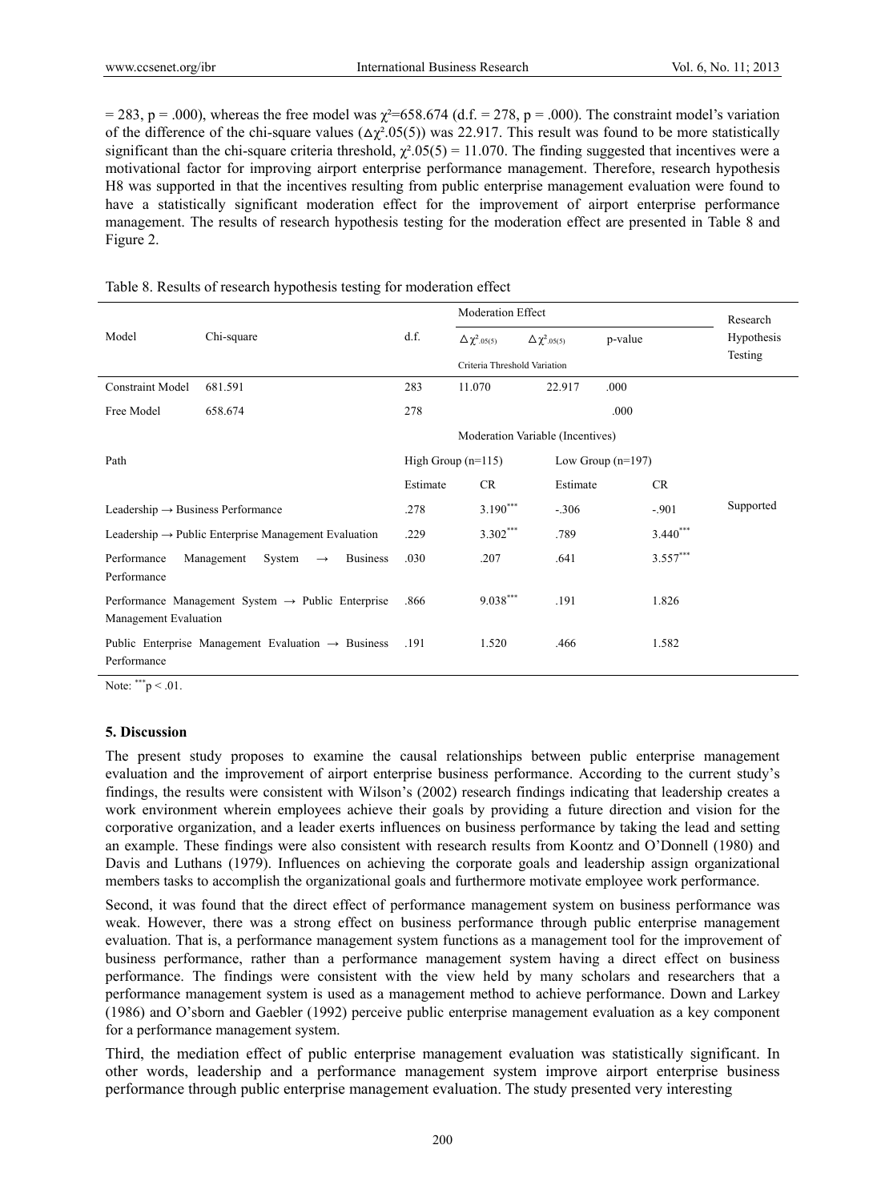= 283, p = .000), whereas the free model was $\chi^2$=658.674 (d.f. = 278, p = .000). The constraint model's variation of the difference of the chi-square values ($\Delta\chi^2.05(5)$) was 22.917. This result was found to be more statistically significant than the chi-square criteria threshold, $\chi^2.05(5) = 11.070$. The finding suggested that incentives were a motivational factor for improving airport enterprise performance management. Therefore, research hypothesis H8 was supported in that the incentives resulting from public enterprise management evaluation were found to have a statistically significant moderation effect for the improvement of airport enterprise performance management. The results of research hypothesis testing for the moderation effect are presented in Table 8 and Figure 2.

Table 8. Results of research hypothesis testing for moderation effect

| Model | Chi-square | d.f. | Moderation Effect | | | Research Hypothesis Testing |
|---|---|---|---|---|---|---|
| | | | $\Delta\chi^2_{.05(5)}$ | $\Delta\chi^2_{.05(5)}$ | p-value | |
| | | | Criteria Threshold | Variation | | |
| Constraint Model | 681.591 | 283 | 11.070 | 22.917 | .000 | |
| Free Model | 658.674 | 278 | | | .000 | |
| | | Moderation Variable (Incentives) | | | | |
| Path | | High Group (n=115) | | Low Group (n=197) | | |
| | | Estimate | CR | Estimate | CR | |
| Leadership → Business Performance | | .278 | 3.190*** | -.306 | -.901 | Supported |
| Leadership → Public Enterprise Management Evaluation | | .229 | 3.302*** | .789 | 3.440*** | |
| Performance Management System → Business Performance | | .030 | .207 | .641 | 3.557*** | |
| Performance Management System → Public Enterprise Management Evaluation | | .866 | 9.038*** | .191 | 1.826 | |
| Public Enterprise Management Evaluation → Business Performance | | .191 | 1.520 | .466 | 1.582 | |

Note: ***$p < .01$.

## 5. Discussion

The present study proposes to examine the causal relationships between public enterprise management evaluation and the improvement of airport enterprise business performance. According to the current study's findings, the results were consistent with Wilson's (2002) research findings indicating that leadership creates a work environment wherein employees achieve their goals by providing a future direction and vision for the corporative organization, and a leader exerts influences on business performance by taking the lead and setting an example. These findings were also consistent with research results from Koontz and O'Donnell (1980) and Davis and Luthans (1979). Influences on achieving the corporate goals and leadership assign organizational members tasks to accomplish the organizational goals and furthermore motivate employee work performance.

Second, it was found that the direct effect of performance management system on business performance was weak. However, there was a strong effect on business performance through public enterprise management evaluation. That is, a performance management system functions as a management tool for the improvement of business performance, rather than a performance management system having a direct effect on business performance. The findings were consistent with the view held by many scholars and researchers that a performance management system is used as a management method to achieve performance. Down and Larkey (1986) and O'sborn and Gaebler (1992) perceive public enterprise management evaluation as a key component for a performance management system.

Third, the mediation effect of public enterprise management evaluation was statistically significant. In other words, leadership and a performance management system improve airport enterprise business performance through public enterprise management evaluation. The study presented very interesting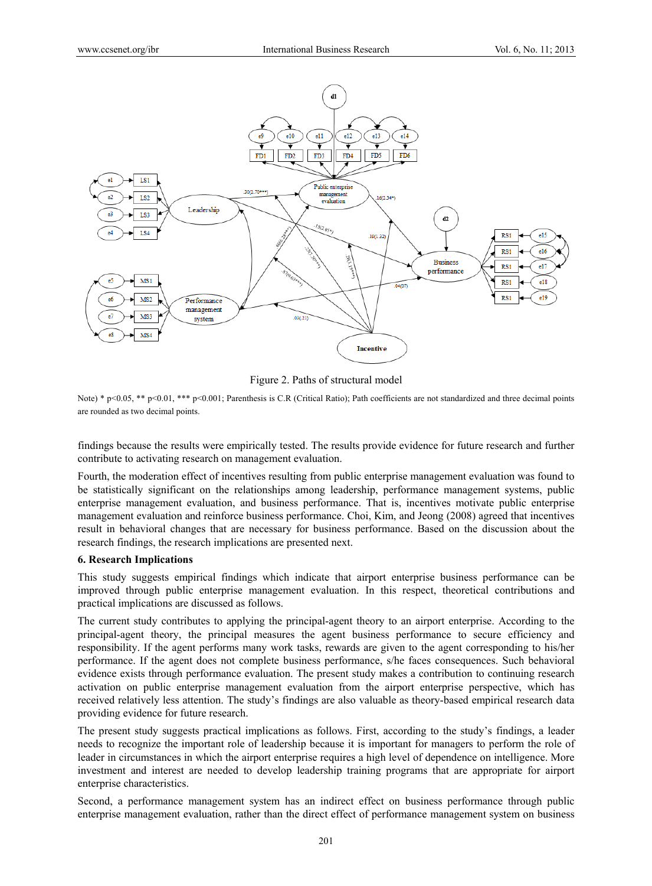d1

e9 e10 e11 e12 e13 e14

FD1 FD2 FD3 FD4 FD5 FD6

e1 LS1
e2 LS2
e3 LS3
e4 LS4

Leadership

.30(2.79***)

Public enterprise management evaluation

.16(2.34*)

d2

.15(2.05*)

.10(1.32)

Business performance

RS1 e15
RS1 e16
RS1 e17
RS1 e18
RS1 e19

e5 MS1
e6 MS2
e7 MS3
e8 MS4

Performance management system

.04(07)

.03(.21)

Incentive

Figure 2. Paths of structural model

Note) * p<0.05, ** p<0.01, *** p<0.001; Parenthesis is C.R (Critical Ratio); Path coefficients are not standardized and three decimal points are rounded as two decimal points.

findings because the results were empirically tested. The results provide evidence for future research and further contribute to activating research on management evaluation.

Fourth, the moderation effect of incentives resulting from public enterprise management evaluation was found to be statistically significant on the relationships among leadership, performance management systems, public enterprise management evaluation, and business performance. That is, incentives motivate public enterprise management evaluation and reinforce business performance. Choi, Kim, and Jeong (2008) agreed that incentives result in behavioral changes that are necessary for business performance. Based on the discussion about the research findings, the research implications are presented next.

## 6. Research Implications

This study suggests empirical findings which indicate that airport enterprise business performance can be improved through public enterprise management evaluation. In this respect, theoretical contributions and practical implications are discussed as follows.

The current study contributes to applying the principal-agent theory to an airport enterprise. According to the principal-agent theory, the principal measures the agent business performance to secure efficiency and responsibility. If the agent performs many work tasks, rewards are given to the agent corresponding to his/her performance. If the agent does not complete business performance, s/he faces consequences. Such behavioral evidence exists through performance evaluation. The present study makes a contribution to continuing research activation on public enterprise management evaluation from the airport enterprise perspective, which has received relatively less attention. The study's findings are also valuable as theory-based empirical research data providing evidence for future research.

The present study suggests practical implications as follows. First, according to the study's findings, a leader needs to recognize the important role of leadership because it is important for managers to perform the role of leader in circumstances in which the airport enterprise requires a high level of dependence on intelligence. More investment and interest are needed to develop leadership training programs that are appropriate for airport enterprise characteristics.

Second, a performance management system has an indirect effect on business performance through public enterprise management evaluation, rather than the direct effect of performance management system on business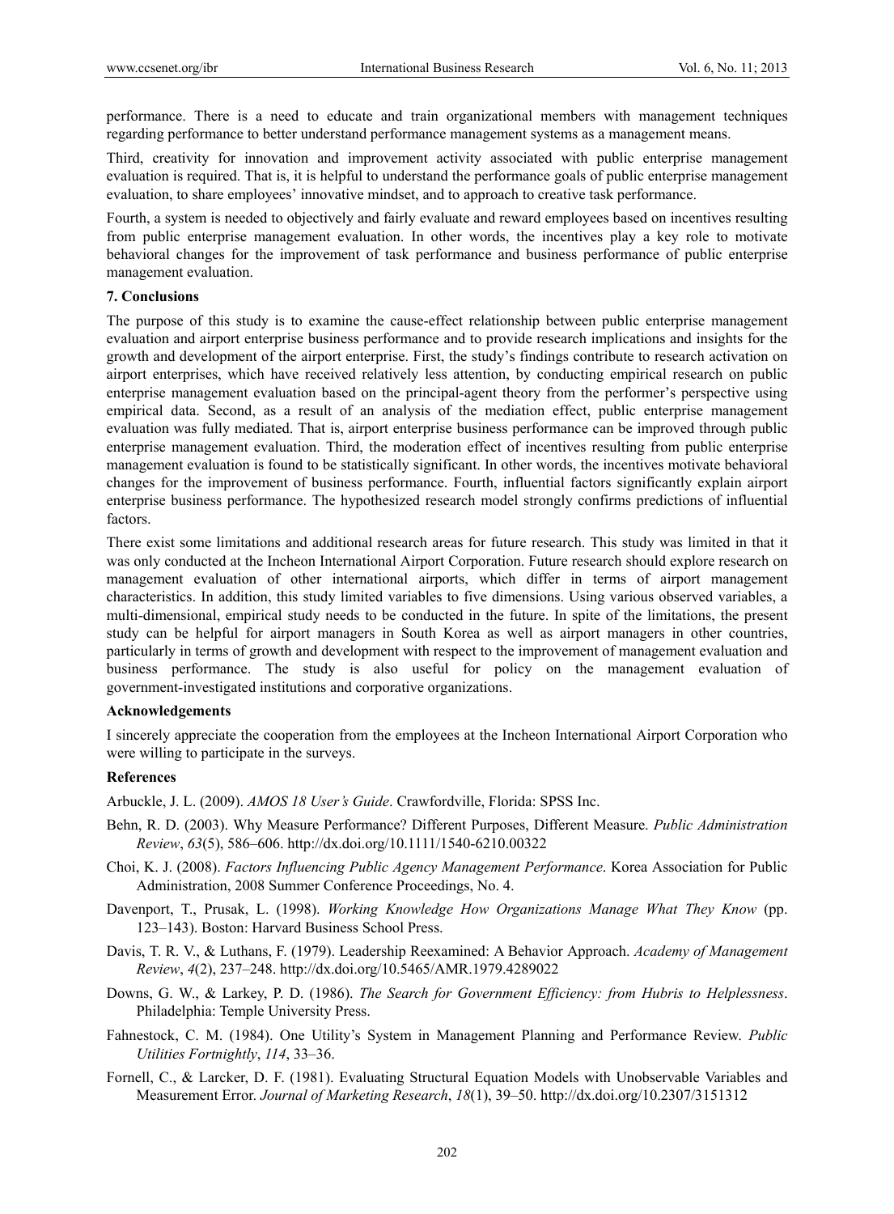performance. There is a need to educate and train organizational members with management techniques regarding performance to better understand performance management systems as a management means.

Third, creativity for innovation and improvement activity associated with public enterprise management evaluation is required. That is, it is helpful to understand the performance goals of public enterprise management evaluation, to share employees' innovative mindset, and to approach to creative task performance.

Fourth, a system is needed to objectively and fairly evaluate and reward employees based on incentives resulting from public enterprise management evaluation. In other words, the incentives play a key role to motivate behavioral changes for the improvement of task performance and business performance of public enterprise management evaluation.

## 7. Conclusions

The purpose of this study is to examine the cause-effect relationship between public enterprise management evaluation and airport enterprise business performance and to provide research implications and insights for the growth and development of the airport enterprise. First, the study's findings contribute to research activation on airport enterprises, which have received relatively less attention, by conducting empirical research on public enterprise management evaluation based on the principal-agent theory from the performer's perspective using empirical data. Second, as a result of an analysis of the mediation effect, public enterprise management evaluation was fully mediated. That is, airport enterprise business performance can be improved through public enterprise management evaluation. Third, the moderation effect of incentives resulting from public enterprise management evaluation is found to be statistically significant. In other words, the incentives motivate behavioral changes for the improvement of business performance. Fourth, influential factors significantly explain airport enterprise business performance. The hypothesized research model strongly confirms predictions of influential factors.

There exist some limitations and additional research areas for future research. This study was limited in that it was only conducted at the Incheon International Airport Corporation. Future research should explore research on management evaluation of other international airports, which differ in terms of airport management characteristics. In addition, this study limited variables to five dimensions. Using various observed variables, a multi-dimensional, empirical study needs to be conducted in the future. In spite of the limitations, the present study can be helpful for airport managers in South Korea as well as airport managers in other countries, particularly in terms of growth and development with respect to the improvement of management evaluation and business performance. The study is also useful for policy on the management evaluation of government-investigated institutions and corporative organizations.

## Acknowledgements

I sincerely appreciate the cooperation from the employees at the Incheon International Airport Corporation who were willing to participate in the surveys.

## References

Arbuckle, J. L. (2009). *AMOS 18 User's Guide*. Crawfordville, Florida: SPSS Inc.

Behn, R. D. (2003). Why Measure Performance? Different Purposes, Different Measure. *Public Administration Review*, *63*(5), 586–606. http://dx.doi.org/10.1111/1540-6210.00322

Choi, K. J. (2008). *Factors Influencing Public Agency Management Performance*. Korea Association for Public Administration, 2008 Summer Conference Proceedings, No. 4.

Davenport, T., Prusak, L. (1998). *Working Knowledge How Organizations Manage What They Know* (pp. 123–143). Boston: Harvard Business School Press.

Davis, T. R. V., & Luthans, F. (1979). Leadership Reexamined: A Behavior Approach. *Academy of Management Review*, *4*(2), 237–248. http://dx.doi.org/10.5465/AMR.1979.4289022

Downs, G. W., & Larkey, P. D. (1986). *The Search for Government Efficiency: from Hubris to Helplessness*. Philadelphia: Temple University Press.

Fahnestock, C. M. (1984). One Utility's System in Management Planning and Performance Review. *Public Utilities Fortnightly*, *114*, 33–36.

Fornell, C., & Larcker, D. F. (1981). Evaluating Structural Equation Models with Unobservable Variables and Measurement Error. *Journal of Marketing Research*, *18*(1), 39–50. http://dx.doi.org/10.2307/3151312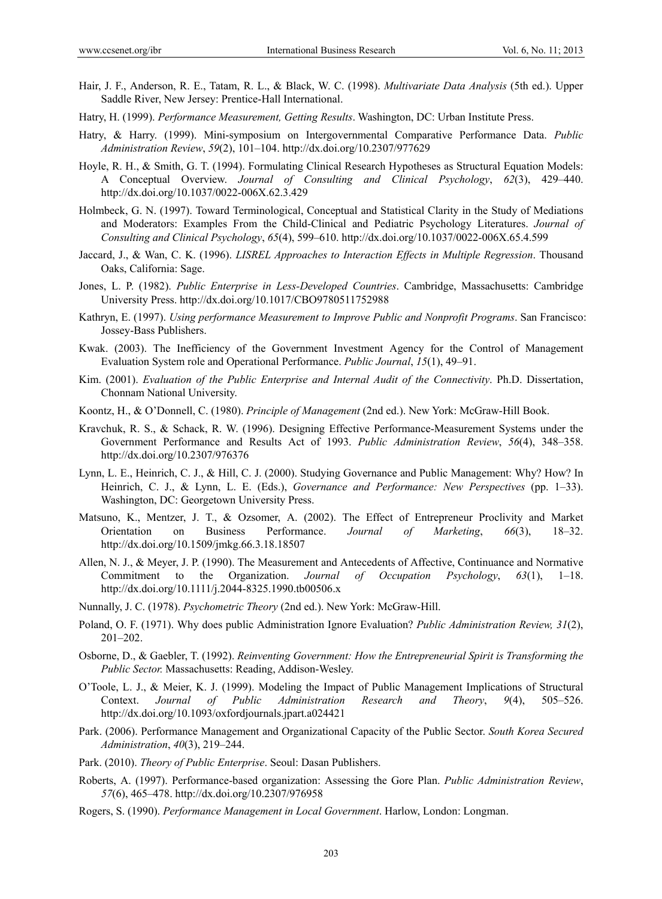Hair, J. F., Anderson, R. E., Tatam, R. L., & Black, W. C. (1998). *Multivariate Data Analysis* (5th ed.). Upper Saddle River, New Jersey: Prentice-Hall International.

Hatry, H. (1999). *Performance Measurement, Getting Results*. Washington, DC: Urban Institute Press.

Hatry, & Harry. (1999). Mini-symposium on Intergovernmental Comparative Performance Data. *Public Administration Review*, *59*(2), 101–104. http://dx.doi.org/10.2307/977629

Hoyle, R. H., & Smith, G. T. (1994). Formulating Clinical Research Hypotheses as Structural Equation Models: A Conceptual Overview. *Journal of Consulting and Clinical Psychology*, *62*(3), 429–440. http://dx.doi.org/10.1037/0022-006X.62.3.429

Holmbeck, G. N. (1997). Toward Terminological, Conceptual and Statistical Clarity in the Study of Mediations and Moderators: Examples From the Child-Clinical and Pediatric Psychology Literatures. *Journal of Consulting and Clinical Psychology*, *65*(4), 599–610. http://dx.doi.org/10.1037/0022-006X.65.4.599

Jaccard, J., & Wan, C. K. (1996). *LISREL Approaches to Interaction Effects in Multiple Regression*. Thousand Oaks, California: Sage.

Jones, L. P. (1982). *Public Enterprise in Less-Developed Countries*. Cambridge, Massachusetts: Cambridge University Press. http://dx.doi.org/10.1017/CBO9780511752988

Kathryn, E. (1997). *Using performance Measurement to Improve Public and Nonprofit Programs*. San Francisco: Jossey-Bass Publishers.

Kwak. (2003). The Inefficiency of the Government Investment Agency for the Control of Management Evaluation System role and Operational Performance. *Public Journal*, *15*(1), 49–91.

Kim. (2001). *Evaluation of the Public Enterprise and Internal Audit of the Connectivity*. Ph.D. Dissertation, Chonnam National University.

Koontz, H., & O'Donnell, C. (1980). *Principle of Management* (2nd ed.). New York: McGraw-Hill Book.

Kravchuk, R. S., & Schack, R. W. (1996). Designing Effective Performance-Measurement Systems under the Government Performance and Results Act of 1993. *Public Administration Review*, *56*(4), 348–358. http://dx.doi.org/10.2307/976376

Lynn, L. E., Heinrich, C. J., & Hill, C. J. (2000). Studying Governance and Public Management: Why? How? In Heinrich, C. J., & Lynn, L. E. (Eds.), *Governance and Performance: New Perspectives* (pp. 1–33). Washington, DC: Georgetown University Press.

Matsuno, K., Mentzer, J. T., & Ozsomer, A. (2002). The Effect of Entrepreneur Proclivity and Market Orientation on Business Performance. *Journal of Marketing*, *66*(3), 18–32. http://dx.doi.org/10.1509/jmkg.66.3.18.18507

Allen, N. J., & Meyer, J. P. (1990). The Measurement and Antecedents of Affective, Continuance and Normative Commitment to the Organization. *Journal of Occupation Psychology*, *63*(1), 1–18. http://dx.doi.org/10.1111/j.2044-8325.1990.tb00506.x

Nunnally, J. C. (1978). *Psychometric Theory* (2nd ed.). New York: McGraw-Hill.

Poland, O. F. (1971). Why does public Administration Ignore Evaluation? *Public Administration Review, 31*(2), 201–202.

Osborne, D., & Gaebler, T. (1992). *Reinventing Government: How the Entrepreneurial Spirit is Transforming the Public Sector.* Massachusetts: Reading, Addison-Wesley.

O'Toole, L. J., & Meier, K. J. (1999). Modeling the Impact of Public Management Implications of Structural Context. *Journal of Public Administration Research and Theory*, *9*(4), 505–526. http://dx.doi.org/10.1093/oxfordjournals.jpart.a024421

Park. (2006). Performance Management and Organizational Capacity of the Public Sector. *South Korea Secured Administration*, *40*(3), 219–244.

Park. (2010). *Theory of Public Enterprise*. Seoul: Dasan Publishers.

Roberts, A. (1997). Performance-based organization: Assessing the Gore Plan. *Public Administration Review*, *57*(6), 465–478. http://dx.doi.org/10.2307/976958

Rogers, S. (1990). *Performance Management in Local Government*. Harlow, London: Longman.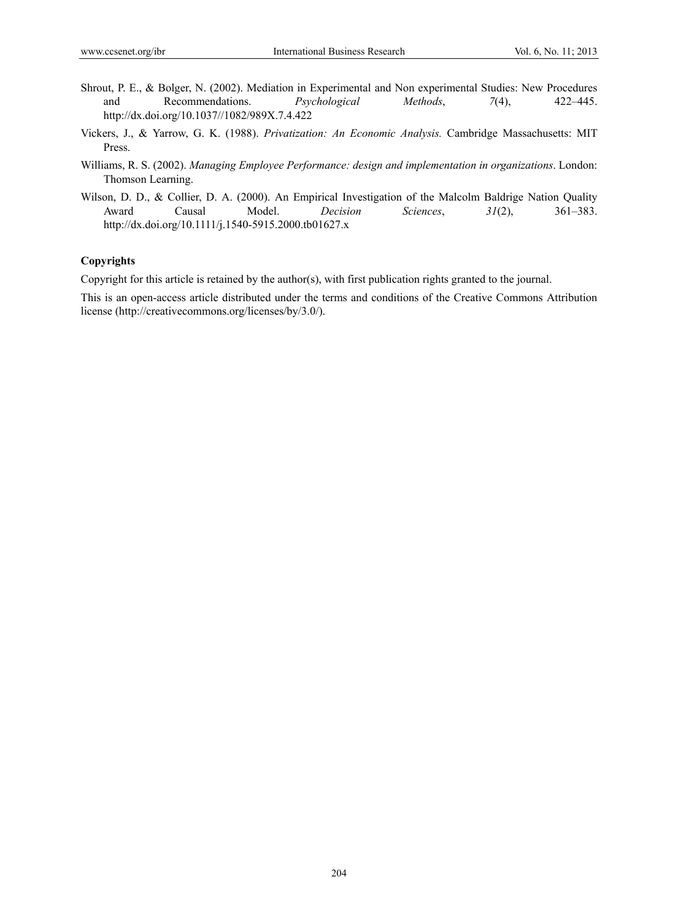Shrout, P. E., & Bolger, N. (2002). Mediation in Experimental and Non experimental Studies: New Procedures and Recommendations. *Psychological Methods*, *7*(4), 422–445. http://dx.doi.org/10.1037//1082/989X.7.4.422

Vickers, J., & Yarrow, G. K. (1988). *Privatization: An Economic Analysis.* Cambridge Massachusetts: MIT Press.

Williams, R. S. (2002). *Managing Employee Performance: design and implementation in organizations*. London: Thomson Learning.

Wilson, D. D., & Collier, D. A. (2000). An Empirical Investigation of the Malcolm Baldrige Nation Quality Award Causal Model. *Decision Sciences*, *31*(2), 361–383. http://dx.doi.org/10.1111/j.1540-5915.2000.tb01627.x

**Copyrights**

Copyright for this article is retained by the author(s), with first publication rights granted to the journal.

This is an open-access article distributed under the terms and conditions of the Creative Commons Attribution license (http://creativecommons.org/licenses/by/3.0/).